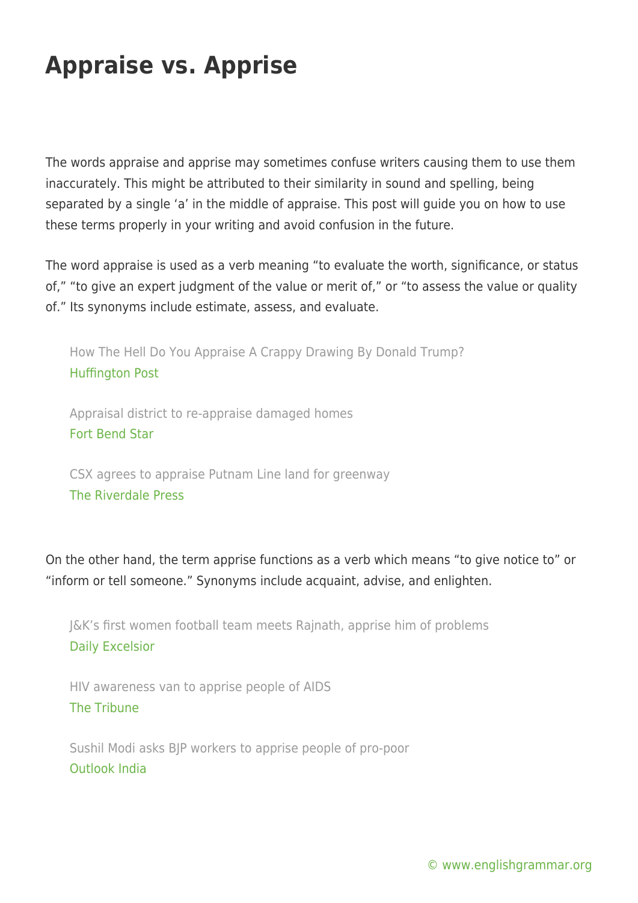# Appraise vs. Apprise

The words appraise and apprise may sometimes confuse writers causing them to use them inaccurately. This might be attributed to their similarity in sound and spelling, being separated by a single 'a' in the middle of appraise. This post will guide you on how to use these terms properly in your writing and avoid confusion in the future.

The word appraise is used as a verb meaning "to evaluate the worth, significance, or status of," "to give an expert judgment of the value or merit of," or "to assess the value or quality of." Its synonyms include estimate, assess, and evaluate.

> How The Hell Do You Appraise A Crappy Drawing By Donald Trump?
> Huffington Post

> Appraisal district to re-appraise damaged homes
> Fort Bend Star

> CSX agrees to appraise Putnam Line land for greenway
> The Riverdale Press

On the other hand, the term apprise functions as a verb which means "to give notice to" or "inform or tell someone." Synonyms include acquaint, advise, and enlighten.

> J&K's first women football team meets Rajnath, apprise him of problems
> Daily Excelsior

> HIV awareness van to apprise people of AIDS
> The Tribune

> Sushil Modi asks BJP workers to apprise people of pro-poor
> Outlook India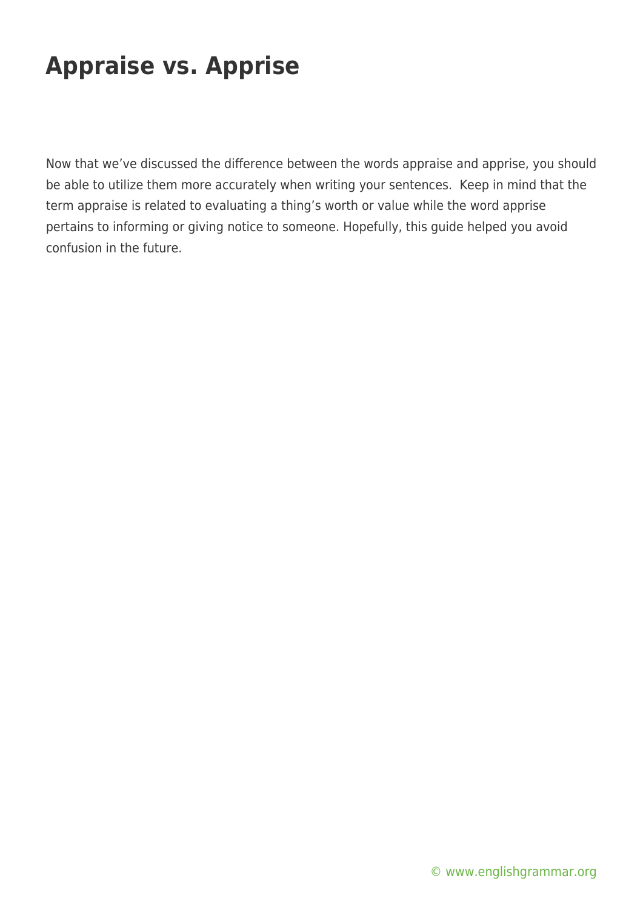# Appraise vs. Apprise

Now that we've discussed the difference between the words appraise and apprise, you should be able to utilize them more accurately when writing your sentences.  Keep in mind that the term appraise is related to evaluating a thing's worth or value while the word apprise pertains to informing or giving notice to someone. Hopefully, this guide helped you avoid confusion in the future.